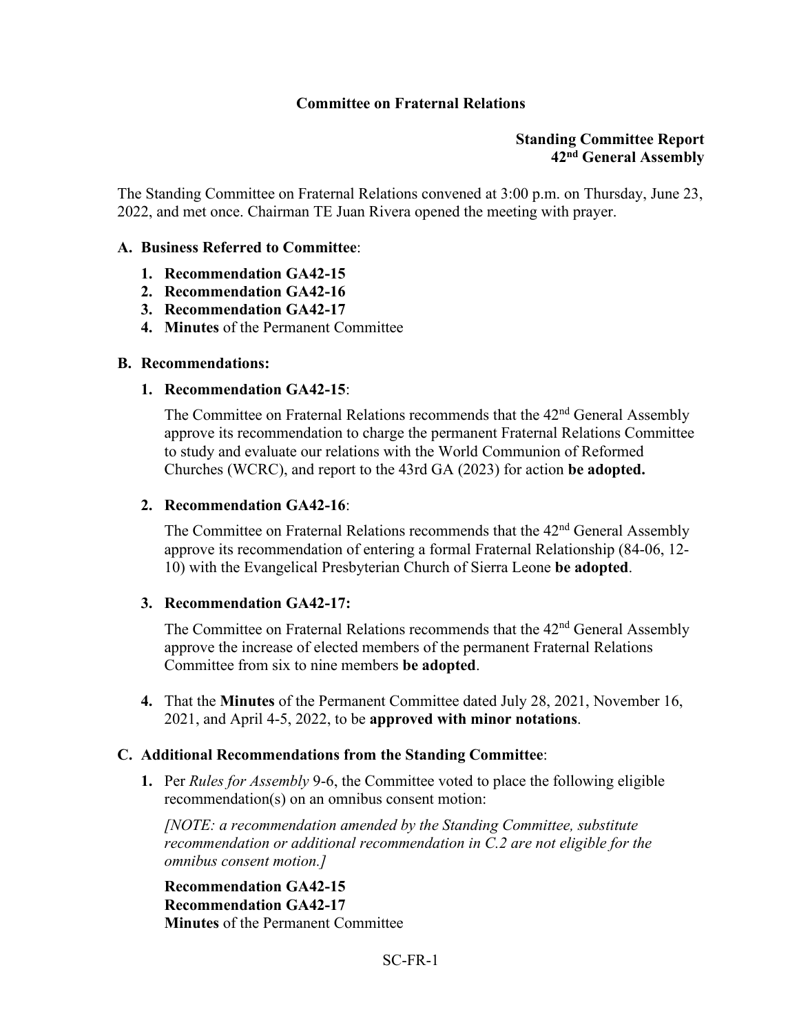# Committee on Fraternal Relations

**Standing Committee Report**
**42nd General Assembly**

The Standing Committee on Fraternal Relations convened at 3:00 p.m. on Thursday, June 23, 2022, and met once. Chairman TE Juan Rivera opened the meeting with prayer.

## A. Business Referred to Committee:

1. **Recommendation GA42-15**
2. **Recommendation GA42-16**
3. **Recommendation GA42-17**
4. **Minutes** of the Permanent Committee

## B. Recommendations:

1. **Recommendation GA42-15**:

   The Committee on Fraternal Relations recommends that the 42nd General Assembly approve its recommendation to charge the permanent Fraternal Relations Committee to study and evaluate our relations with the World Communion of Reformed Churches (WCRC), and report to the 43rd GA (2023) for action **be adopted.**

2. **Recommendation GA42-16**:

   The Committee on Fraternal Relations recommends that the 42nd General Assembly approve its recommendation of entering a formal Fraternal Relationship (84-06, 12-10) with the Evangelical Presbyterian Church of Sierra Leone **be adopted**.

3. **Recommendation GA42-17:**

   The Committee on Fraternal Relations recommends that the 42nd General Assembly approve the increase of elected members of the permanent Fraternal Relations Committee from six to nine members **be adopted**.

4. That the **Minutes** of the Permanent Committee dated July 28, 2021, November 16, 2021, and April 4-5, 2022, to be **approved with minor notations**.

## C. Additional Recommendations from the Standing Committee:

1. Per *Rules for Assembly* 9-6, the Committee voted to place the following eligible recommendation(s) on an omnibus consent motion:

   *[NOTE: a recommendation amended by the Standing Committee, substitute recommendation or additional recommendation in C.2 are not eligible for the omnibus consent motion.]*

   **Recommendation GA42-15**
   **Recommendation GA42-17**
   **Minutes** of the Permanent Committee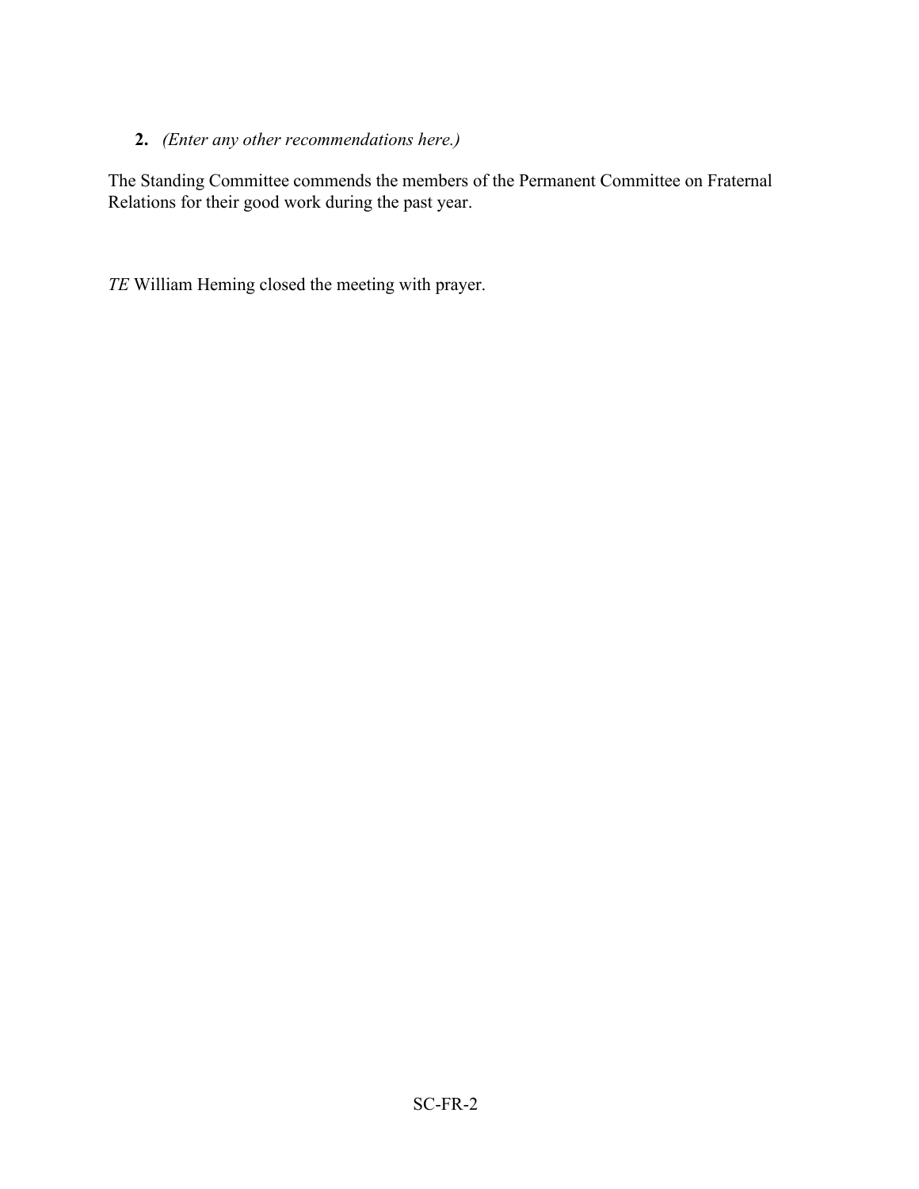**2.** *(Enter any other recommendations here.)*

The Standing Committee commends the members of the Permanent Committee on Fraternal Relations for their good work during the past year.

*TE* William Heming closed the meeting with prayer.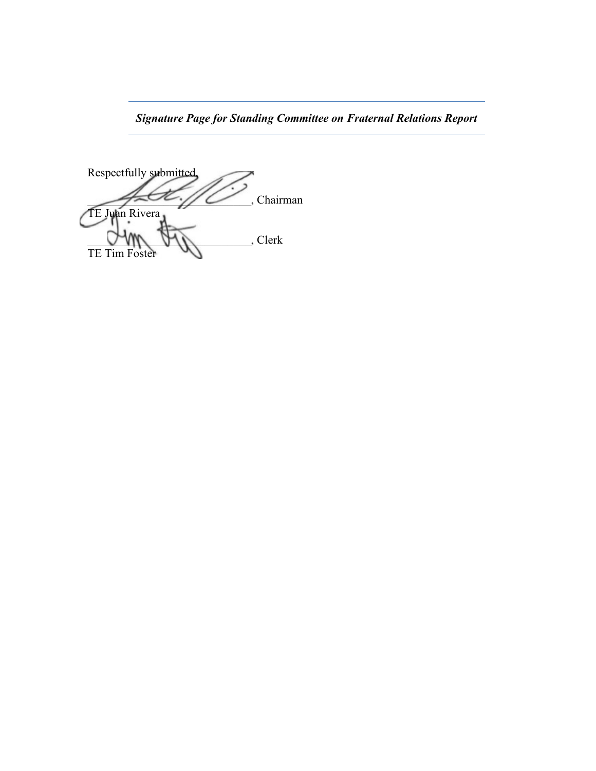***Signature Page for Standing Committee on Fraternal Relations Report***

Respectfully submitted,

____________________________, Chairman
TE Juan Rivera

____________________________, Clerk
TE Tim Foster